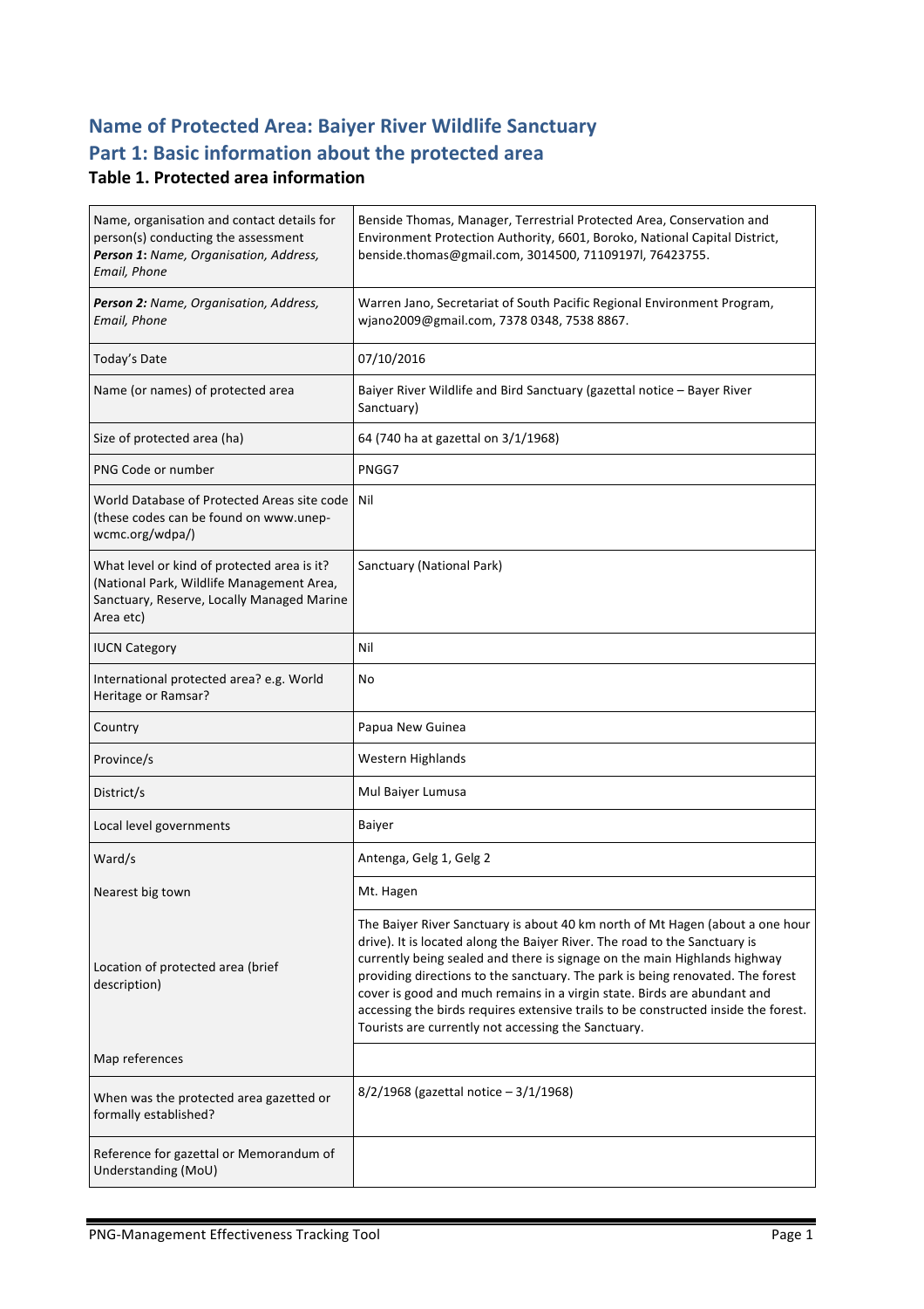# Name of Protected Area: Baiyer River Wildlife Sanctuary

# Part 1: Basic information about the protected area

### Table 1. Protected area information

| | |
|---|---|
| Name, organisation and contact details for person(s) conducting the assessment ***Person 1**: Name, Organisation, Address, Email, Phone* | Benside Thomas, Manager, Terrestrial Protected Area, Conservation and Environment Protection Authority, 6601, Boroko, National Capital District, benside.thomas@gmail.com, 3014500, 71109197l, 76423755. |
| ***Person 2:** Name, Organisation, Address, Email, Phone* | Warren Jano, Secretariat of South Pacific Regional Environment Program, wjano2009@gmail.com, 7378 0348, 7538 8867. |
| Today's Date | 07/10/2016 |
| Name (or names) of protected area | Baiyer River Wildlife and Bird Sanctuary (gazettal notice – Bayer River Sanctuary) |
| Size of protected area (ha) | 64 (740 ha at gazettal on 3/1/1968) |
| PNG Code or number | PNGG7 |
| World Database of Protected Areas site code (these codes can be found on www.unep-wcmc.org/wdpa/) | Nil |
| What level or kind of protected area is it? (National Park, Wildlife Management Area, Sanctuary, Reserve, Locally Managed Marine Area etc) | Sanctuary (National Park) |
| IUCN Category | Nil |
| International protected area? e.g. World Heritage or Ramsar? | No |
| Country | Papua New Guinea |
| Province/s | Western Highlands |
| District/s | Mul Baiyer Lumusa |
| Local level governments | Baiyer |
| Ward/s | Antenga, Gelg 1, Gelg 2 |
| Nearest big town | Mt. Hagen |
| Location of protected area (brief description) | The Baiyer River Sanctuary is about 40 km north of Mt Hagen (about a one hour drive). It is located along the Baiyer River. The road to the Sanctuary is currently being sealed and there is signage on the main Highlands highway providing directions to the sanctuary. The park is being renovated. The forest cover is good and much remains in a virgin state. Birds are abundant and accessing the birds requires extensive trails to be constructed inside the forest. Tourists are currently not accessing the Sanctuary. |
| Map references | |
| When was the protected area gazetted or formally established? | 8/2/1968 (gazettal notice – 3/1/1968) |
| Reference for gazettal or Memorandum of Understanding (MoU) | |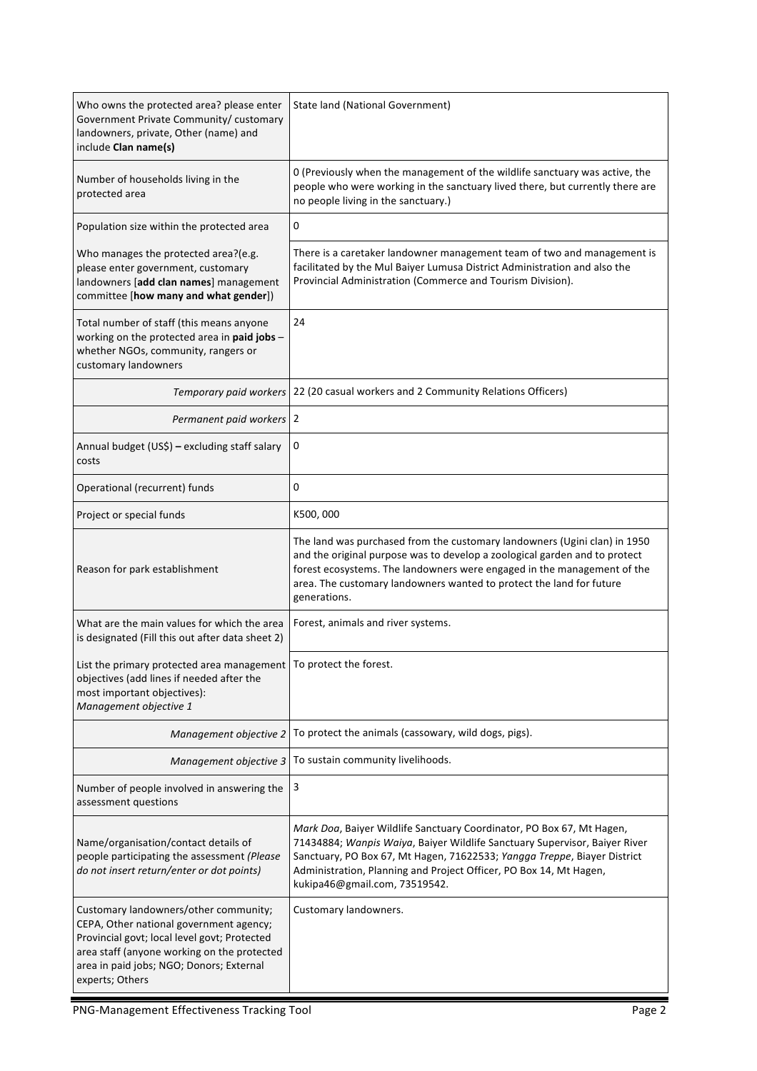| | |
|---|---|
| Who owns the protected area? please enter Government Private Community/ customary landowners, private, Other (name) and include **Clan name(s)** | State land (National Government) |
| Number of households living in the protected area | 0 (Previously when the management of the wildlife sanctuary was active, the people who were working in the sanctuary lived there, but currently there are no people living in the sanctuary.) |
| Population size within the protected area | 0 |
| Who manages the protected area?(e.g. please enter government, customary landowners [**add clan names**] management committee [**how many and what gender**]) | There is a caretaker landowner management team of two and management is facilitated by the Mul Baiyer Lumusa District Administration and also the Provincial Administration (Commerce and Tourism Division). |
| Total number of staff (this means anyone working on the protected area in **paid jobs** – whether NGOs, community, rangers or customary landowners | 24 |
| *Temporary paid workers* | 22 (20 casual workers and 2 Community Relations Officers) |
| *Permanent paid workers* | 2 |
| Annual budget (US$) **–** excluding staff salary costs | 0 |
| Operational (recurrent) funds | 0 |
| Project or special funds | K500, 000 |
| Reason for park establishment | The land was purchased from the customary landowners (Ugini clan) in 1950 and the original purpose was to develop a zoological garden and to protect forest ecosystems. The landowners were engaged in the management of the area. The customary landowners wanted to protect the land for future generations. |
| What are the main values for which the area is designated (Fill this out after data sheet 2) | Forest, animals and river systems. |
| List the primary protected area management objectives (add lines if needed after the most important objectives): *Management objective 1* | To protect the forest. |
| *Management objective 2* | To protect the animals (cassowary, wild dogs, pigs). |
| *Management objective 3* | To sustain community livelihoods. |
| Number of people involved in answering the assessment questions | 3 |
| Name/organisation/contact details of people participating the assessment *(Please do not insert return/enter or dot points)* | *Mark Doa*, Baiyer Wildlife Sanctuary Coordinator, PO Box 67, Mt Hagen, 71434884; *Wanpis Waiya*, Baiyer Wildlife Sanctuary Supervisor, Baiyer River Sanctuary, PO Box 67, Mt Hagen, 71622533; *Yangga Treppe*, Biayer District Administration, Planning and Project Officer, PO Box 14, Mt Hagen, kukipa46@gmail.com, 73519542. |
| Customary landowners/other community; CEPA, Other national government agency; Provincial govt; local level govt; Protected area staff (anyone working on the protected area in paid jobs; NGO; Donors; External experts; Others | Customary landowners. |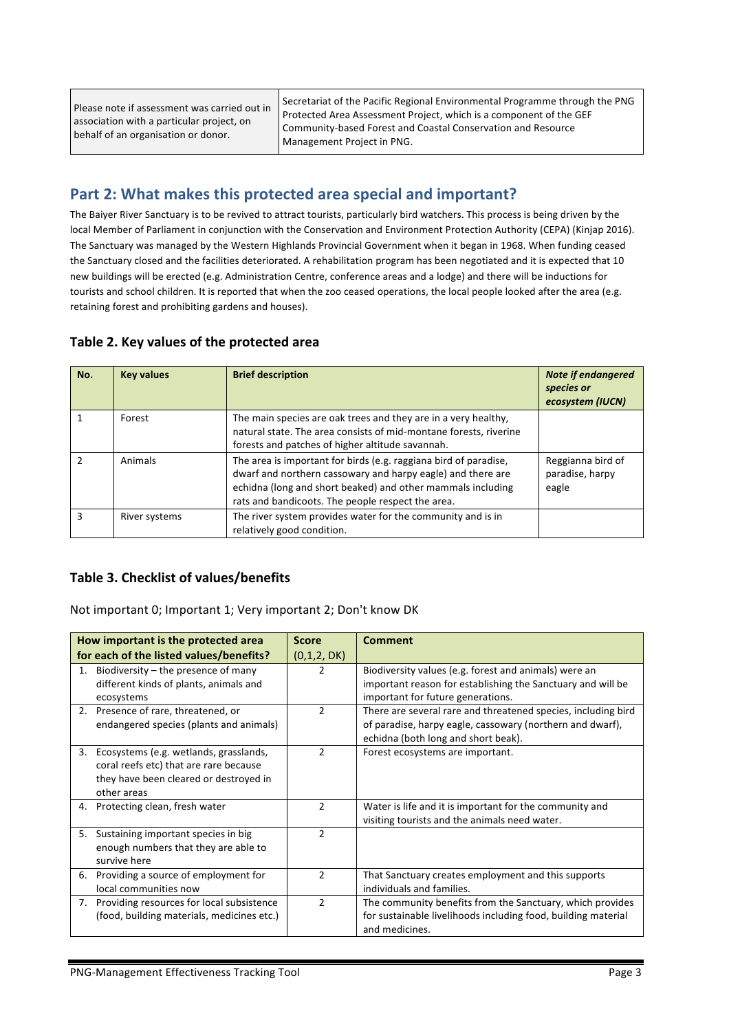| Please note if assessment was carried out in association with a particular project, on behalf of an organisation or donor. | Secretariat of the Pacific Regional Environmental Programme through the PNG Protected Area Assessment Project, which is a component of the GEF Community-based Forest and Coastal Conservation and Resource Management Project in PNG. |
|---|---|

## Part 2: What makes this protected area special and important?

The Baiyer River Sanctuary is to be revived to attract tourists, particularly bird watchers. This process is being driven by the local Member of Parliament in conjunction with the Conservation and Environment Protection Authority (CEPA) (Kinjap 2016). The Sanctuary was managed by the Western Highlands Provincial Government when it began in 1968. When funding ceased the Sanctuary closed and the facilities deteriorated. A rehabilitation program has been negotiated and it is expected that 10 new buildings will be erected (e.g. Administration Centre, conference areas and a lodge) and there will be inductions for tourists and school children. It is reported that when the zoo ceased operations, the local people looked after the area (e.g. retaining forest and prohibiting gardens and houses).

### Table 2. Key values of the protected area

| No. | Key values | Brief description | *Note if endangered species or ecosystem (IUCN)* |
|---|---|---|---|
| 1 | Forest | The main species are oak trees and they are in a very healthy, natural state. The area consists of mid-montane forests, riverine forests and patches of higher altitude savannah. | |
| 2 | Animals | The area is important for birds (e.g. raggiana bird of paradise, dwarf and northern cassowary and harpy eagle) and there are echidna (long and short beaked) and other mammals including rats and bandicoots. The people respect the area. | Reggianna bird of paradise, harpy eagle |
| 3 | River systems | The river system provides water for the community and is in relatively good condition. | |

### Table 3. Checklist of values/benefits

Not important 0; Important 1; Very important 2; Don't know DK

| How important is the protected area for each of the listed values/benefits? | Score (0,1,2, DK) | Comment |
|---|---|---|
| 1. Biodiversity – the presence of many different kinds of plants, animals and ecosystems | 2 | Biodiversity values (e.g. forest and animals) were an important reason for establishing the Sanctuary and will be important for future generations. |
| 2. Presence of rare, threatened, or endangered species (plants and animals) | 2 | There are several rare and threatened species, including bird of paradise, harpy eagle, cassowary (northern and dwarf), echidna (both long and short beak). |
| 3. Ecosystems (e.g. wetlands, grasslands, coral reefs etc) that are rare because they have been cleared or destroyed in other areas | 2 | Forest ecosystems are important. |
| 4. Protecting clean, fresh water | 2 | Water is life and it is important for the community and visiting tourists and the animals need water. |
| 5. Sustaining important species in big enough numbers that they are able to survive here | 2 | |
| 6. Providing a source of employment for local communities now | 2 | That Sanctuary creates employment and this supports individuals and families. |
| 7. Providing resources for local subsistence (food, building materials, medicines etc.) | 2 | The community benefits from the Sanctuary, which provides for sustainable livelihoods including food, building material and medicines. |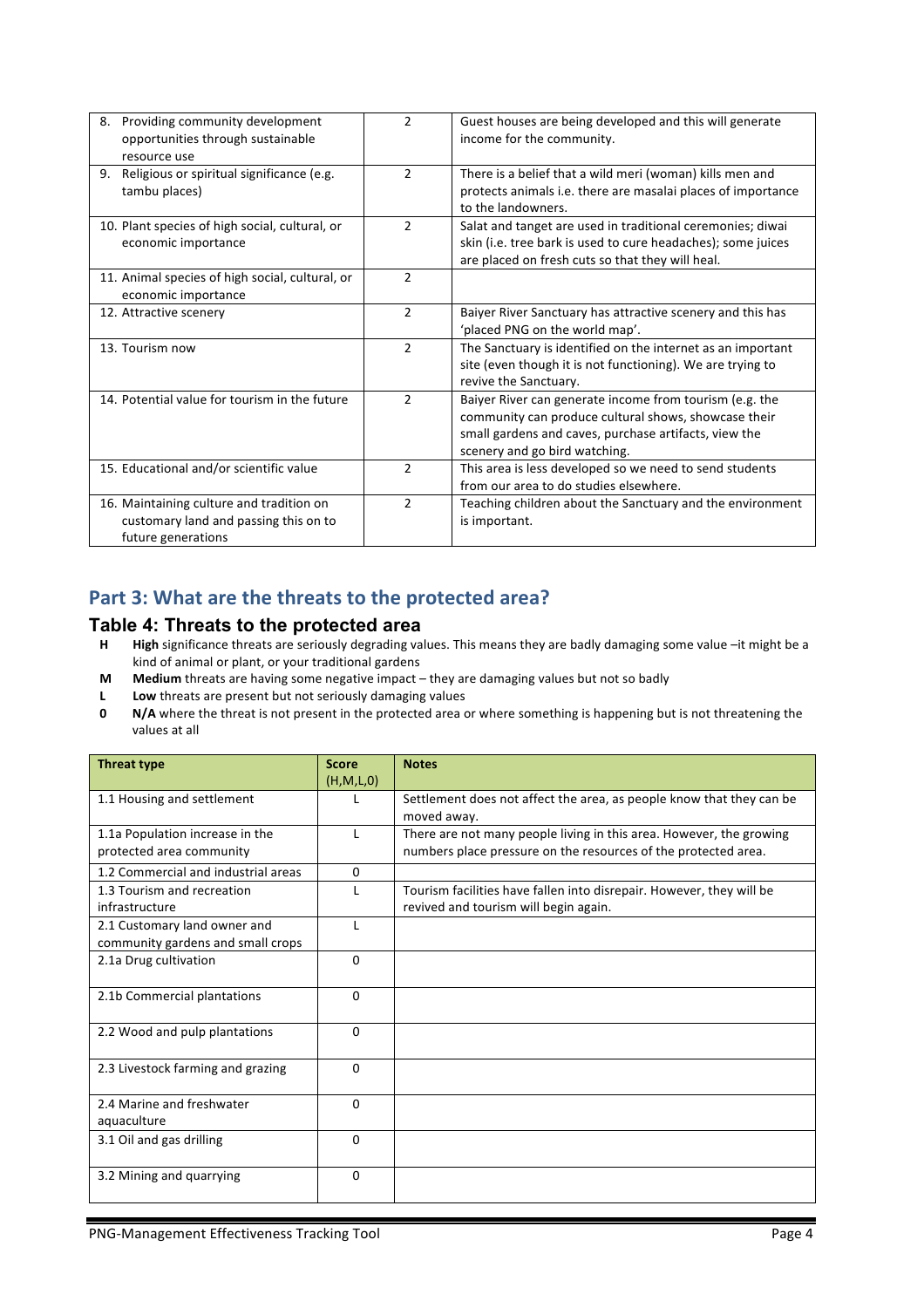| | | |
|---|---|---|
| 8. Providing community development opportunities through sustainable resource use | 2 | Guest houses are being developed and this will generate income for the community. |
| 9. Religious or spiritual significance (e.g. tambu places) | 2 | There is a belief that a wild meri (woman) kills men and protects animals i.e. there are masalai places of importance to the landowners. |
| 10. Plant species of high social, cultural, or economic importance | 2 | Salat and tanget are used in traditional ceremonies; diwai skin (i.e. tree bark is used to cure headaches); some juices are placed on fresh cuts so that they will heal. |
| 11. Animal species of high social, cultural, or economic importance | 2 | |
| 12. Attractive scenery | 2 | Baiyer River Sanctuary has attractive scenery and this has 'placed PNG on the world map'. |
| 13. Tourism now | 2 | The Sanctuary is identified on the internet as an important site (even though it is not functioning). We are trying to revive the Sanctuary. |
| 14. Potential value for tourism in the future | 2 | Baiyer River can generate income from tourism (e.g. the community can produce cultural shows, showcase their small gardens and caves, purchase artifacts, view the scenery and go bird watching. |
| 15. Educational and/or scientific value | 2 | This area is less developed so we need to send students from our area to do studies elsewhere. |
| 16. Maintaining culture and tradition on customary land and passing this on to future generations | 2 | Teaching children about the Sanctuary and the environment is important. |

## Part 3: What are the threats to the protected area?

### Table 4: Threats to the protected area

- **H** **High** significance threats are seriously degrading values. This means they are badly damaging some value –it might be a kind of animal or plant, or your traditional gardens
- **M** **Medium** threats are having some negative impact – they are damaging values but not so badly
- **L** **Low** threats are present but not seriously damaging values
- **0** **N/A** where the threat is not present in the protected area or where something is happening but is not threatening the values at all

| Threat type | Score (H,M,L,0) | Notes |
|---|---|---|
| 1.1 Housing and settlement | L | Settlement does not affect the area, as people know that they can be moved away. |
| 1.1a Population increase in the protected area community | L | There are not many people living in this area. However, the growing numbers place pressure on the resources of the protected area. |
| 1.2 Commercial and industrial areas | 0 | |
| 1.3 Tourism and recreation infrastructure | L | Tourism facilities have fallen into disrepair. However, they will be revived and tourism will begin again. |
| 2.1 Customary land owner and community gardens and small crops | L | |
| 2.1a Drug cultivation | 0 | |
| 2.1b Commercial plantations | 0 | |
| 2.2 Wood and pulp plantations | 0 | |
| 2.3 Livestock farming and grazing | 0 | |
| 2.4 Marine and freshwater aquaculture | 0 | |
| 3.1 Oil and gas drilling | 0 | |
| 3.2 Mining and quarrying | 0 | |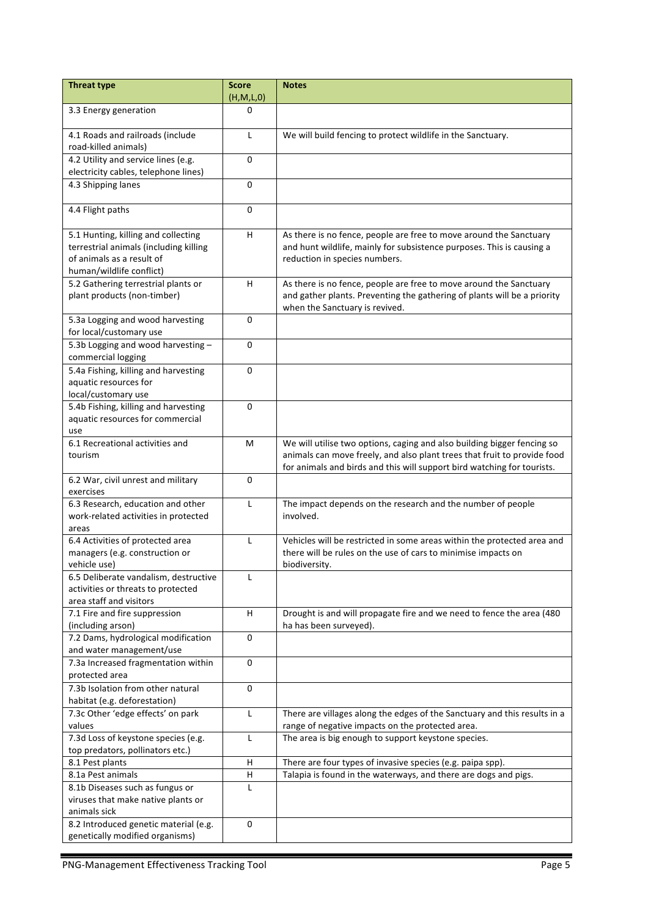| Threat type | Score (H,M,L,0) | Notes |
|---|---|---|
| 3.3 Energy generation | 0 | |
| 4.1 Roads and railroads (include road-killed animals) | L | We will build fencing to protect wildlife in the Sanctuary. |
| 4.2 Utility and service lines (e.g. electricity cables, telephone lines) | 0 | |
| 4.3 Shipping lanes | 0 | |
| 4.4 Flight paths | 0 | |
| 5.1 Hunting, killing and collecting terrestrial animals (including killing of animals as a result of human/wildlife conflict) | H | As there is no fence, people are free to move around the Sanctuary and hunt wildlife, mainly for subsistence purposes. This is causing a reduction in species numbers. |
| 5.2 Gathering terrestrial plants or plant products (non-timber) | H | As there is no fence, people are free to move around the Sanctuary and gather plants. Preventing the gathering of plants will be a priority when the Sanctuary is revived. |
| 5.3a Logging and wood harvesting for local/customary use | 0 | |
| 5.3b Logging and wood harvesting – commercial logging | 0 | |
| 5.4a Fishing, killing and harvesting aquatic resources for local/customary use | 0 | |
| 5.4b Fishing, killing and harvesting aquatic resources for commercial use | 0 | |
| 6.1 Recreational activities and tourism | M | We will utilise two options, caging and also building bigger fencing so animals can move freely, and also plant trees that fruit to provide food for animals and birds and this will support bird watching for tourists. |
| 6.2 War, civil unrest and military exercises | 0 | |
| 6.3 Research, education and other work-related activities in protected areas | L | The impact depends on the research and the number of people involved. |
| 6.4 Activities of protected area managers (e.g. construction or vehicle use) | L | Vehicles will be restricted in some areas within the protected area and there will be rules on the use of cars to minimise impacts on biodiversity. |
| 6.5 Deliberate vandalism, destructive activities or threats to protected area staff and visitors | L | |
| 7.1 Fire and fire suppression (including arson) | H | Drought is and will propagate fire and we need to fence the area (480 ha has been surveyed). |
| 7.2 Dams, hydrological modification and water management/use | 0 | |
| 7.3a Increased fragmentation within protected area | 0 | |
| 7.3b Isolation from other natural habitat (e.g. deforestation) | 0 | |
| 7.3c Other 'edge effects' on park values | L | There are villages along the edges of the Sanctuary and this results in a range of negative impacts on the protected area. |
| 7.3d Loss of keystone species (e.g. top predators, pollinators etc.) | L | The area is big enough to support keystone species. |
| 8.1 Pest plants | H | There are four types of invasive species (e.g. paipa spp). |
| 8.1a Pest animals | H | Talapia is found in the waterways, and there are dogs and pigs. |
| 8.1b Diseases such as fungus or viruses that make native plants or animals sick | L | |
| 8.2 Introduced genetic material (e.g. genetically modified organisms) | 0 | |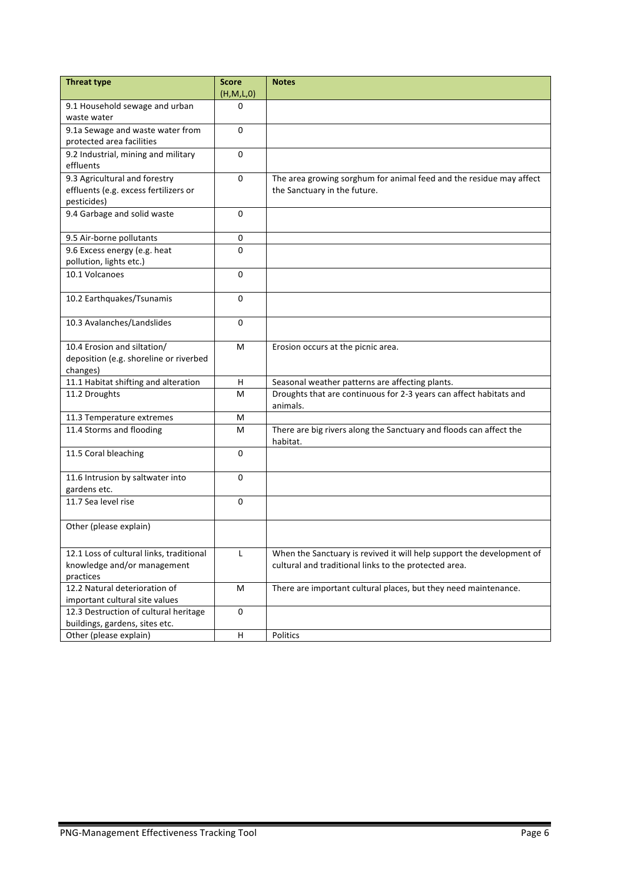| Threat type | Score (H,M,L,0) | Notes |
|---|---|---|
| 9.1 Household sewage and urban waste water | 0 | |
| 9.1a Sewage and waste water from protected area facilities | 0 | |
| 9.2 Industrial, mining and military effluents | 0 | |
| 9.3 Agricultural and forestry effluents (e.g. excess fertilizers or pesticides) | 0 | The area growing sorghum for animal feed and the residue may affect the Sanctuary in the future. |
| 9.4 Garbage and solid waste | 0 | |
| 9.5 Air-borne pollutants | 0 | |
| 9.6 Excess energy (e.g. heat pollution, lights etc.) | 0 | |
| 10.1 Volcanoes | 0 | |
| 10.2 Earthquakes/Tsunamis | 0 | |
| 10.3 Avalanches/Landslides | 0 | |
| 10.4 Erosion and siltation/ deposition (e.g. shoreline or riverbed changes) | M | Erosion occurs at the picnic area. |
| 11.1 Habitat shifting and alteration | H | Seasonal weather patterns are affecting plants. |
| 11.2 Droughts | M | Droughts that are continuous for 2-3 years can affect habitats and animals. |
| 11.3 Temperature extremes | M | |
| 11.4 Storms and flooding | M | There are big rivers along the Sanctuary and floods can affect the habitat. |
| 11.5 Coral bleaching | 0 | |
| 11.6 Intrusion by saltwater into gardens etc. | 0 | |
| 11.7 Sea level rise | 0 | |
| Other (please explain) | | |
| 12.1 Loss of cultural links, traditional knowledge and/or management practices | L | When the Sanctuary is revived it will help support the development of cultural and traditional links to the protected area. |
| 12.2 Natural deterioration of important cultural site values | M | There are important cultural places, but they need maintenance. |
| 12.3 Destruction of cultural heritage buildings, gardens, sites etc. | 0 | |
| Other (please explain) | H | Politics |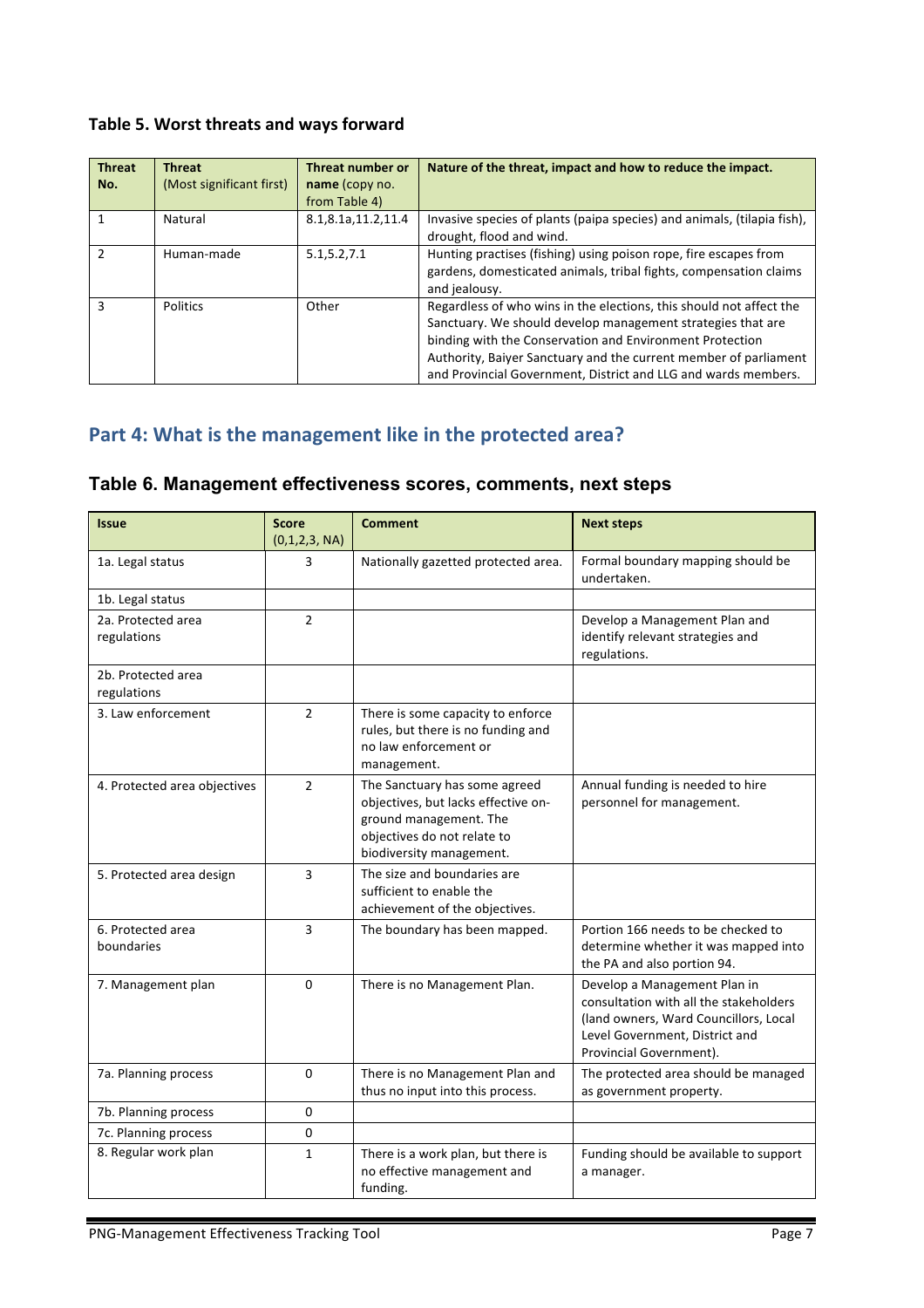### Table 5. Worst threats and ways forward

| Threat No. | Threat (Most significant first) | Threat number or name (copy no. from Table 4) | Nature of the threat, impact and how to reduce the impact. |
|---|---|---|---|
| 1 | Natural | 8.1,8.1a,11.2,11.4 | Invasive species of plants (paipa species) and animals, (tilapia fish), drought, flood and wind. |
| 2 | Human-made | 5.1,5.2,7.1 | Hunting practises (fishing) using poison rope, fire escapes from gardens, domesticated animals, tribal fights, compensation claims and jealousy. |
| 3 | Politics | Other | Regardless of who wins in the elections, this should not affect the Sanctuary. We should develop management strategies that are binding with the Conservation and Environment Protection Authority, Baiyer Sanctuary and the current member of parliament and Provincial Government, District and LLG and wards members. |

## Part 4: What is the management like in the protected area?

### Table 6. Management effectiveness scores, comments, next steps

| Issue | Score (0,1,2,3, NA) | Comment | Next steps |
|---|---|---|---|
| 1a. Legal status | 3 | Nationally gazetted protected area. | Formal boundary mapping should be undertaken. |
| 1b. Legal status | | | |
| 2a. Protected area regulations | 2 | | Develop a Management Plan and identify relevant strategies and regulations. |
| 2b. Protected area regulations | | | |
| 3. Law enforcement | 2 | There is some capacity to enforce rules, but there is no funding and no law enforcement or management. | |
| 4. Protected area objectives | 2 | The Sanctuary has some agreed objectives, but lacks effective on-ground management. The objectives do not relate to biodiversity management. | Annual funding is needed to hire personnel for management. |
| 5. Protected area design | 3 | The size and boundaries are sufficient to enable the achievement of the objectives. | |
| 6. Protected area boundaries | 3 | The boundary has been mapped. | Portion 166 needs to be checked to determine whether it was mapped into the PA and also portion 94. |
| 7. Management plan | 0 | There is no Management Plan. | Develop a Management Plan in consultation with all the stakeholders (land owners, Ward Councillors, Local Level Government, District and Provincial Government). |
| 7a. Planning process | 0 | There is no Management Plan and thus no input into this process. | The protected area should be managed as government property. |
| 7b. Planning process | 0 | | |
| 7c. Planning process | 0 | | |
| 8. Regular work plan | 1 | There is a work plan, but there is no effective management and funding. | Funding should be available to support a manager. |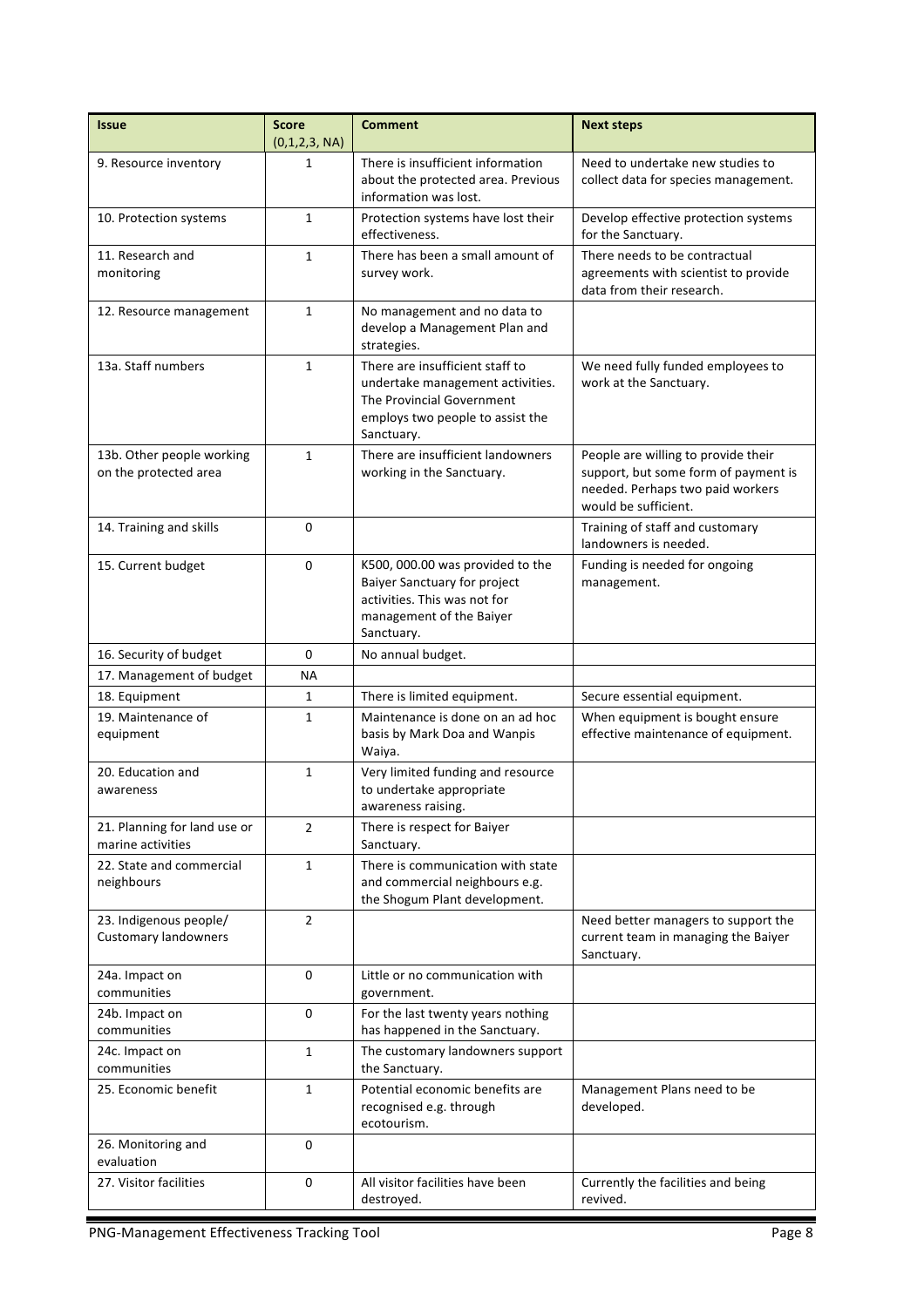| Issue | Score (0,1,2,3, NA) | Comment | Next steps |
|---|---|---|---|
| 9. Resource inventory | 1 | There is insufficient information about the protected area. Previous information was lost. | Need to undertake new studies to collect data for species management. |
| 10. Protection systems | 1 | Protection systems have lost their effectiveness. | Develop effective protection systems for the Sanctuary. |
| 11. Research and monitoring | 1 | There has been a small amount of survey work. | There needs to be contractual agreements with scientist to provide data from their research. |
| 12. Resource management | 1 | No management and no data to develop a Management Plan and strategies. | |
| 13a. Staff numbers | 1 | There are insufficient staff to undertake management activities. The Provincial Government employs two people to assist the Sanctuary. | We need fully funded employees to work at the Sanctuary. |
| 13b. Other people working on the protected area | 1 | There are insufficient landowners working in the Sanctuary. | People are willing to provide their support, but some form of payment is needed. Perhaps two paid workers would be sufficient. |
| 14. Training and skills | 0 | | Training of staff and customary landowners is needed. |
| 15. Current budget | 0 | K500, 000.00 was provided to the Baiyer Sanctuary for project activities. This was not for management of the Baiyer Sanctuary. | Funding is needed for ongoing management. |
| 16. Security of budget | 0 | No annual budget. | |
| 17. Management of budget | NA | | |
| 18. Equipment | 1 | There is limited equipment. | Secure essential equipment. |
| 19. Maintenance of equipment | 1 | Maintenance is done on an ad hoc basis by Mark Doa and Wanpis Waiya. | When equipment is bought ensure effective maintenance of equipment. |
| 20. Education and awareness | 1 | Very limited funding and resource to undertake appropriate awareness raising. | |
| 21. Planning for land use or marine activities | 2 | There is respect for Baiyer Sanctuary. | |
| 22. State and commercial neighbours | 1 | There is communication with state and commercial neighbours e.g. the Shogum Plant development. | |
| 23. Indigenous people/ Customary landowners | 2 | | Need better managers to support the current team in managing the Baiyer Sanctuary. |
| 24a. Impact on communities | 0 | Little or no communication with government. | |
| 24b. Impact on communities | 0 | For the last twenty years nothing has happened in the Sanctuary. | |
| 24c. Impact on communities | 1 | The customary landowners support the Sanctuary. | |
| 25. Economic benefit | 1 | Potential economic benefits are recognised e.g. through ecotourism. | Management Plans need to be developed. |
| 26. Monitoring and evaluation | 0 | | |
| 27. Visitor facilities | 0 | All visitor facilities have been destroyed. | Currently the facilities and being revived. |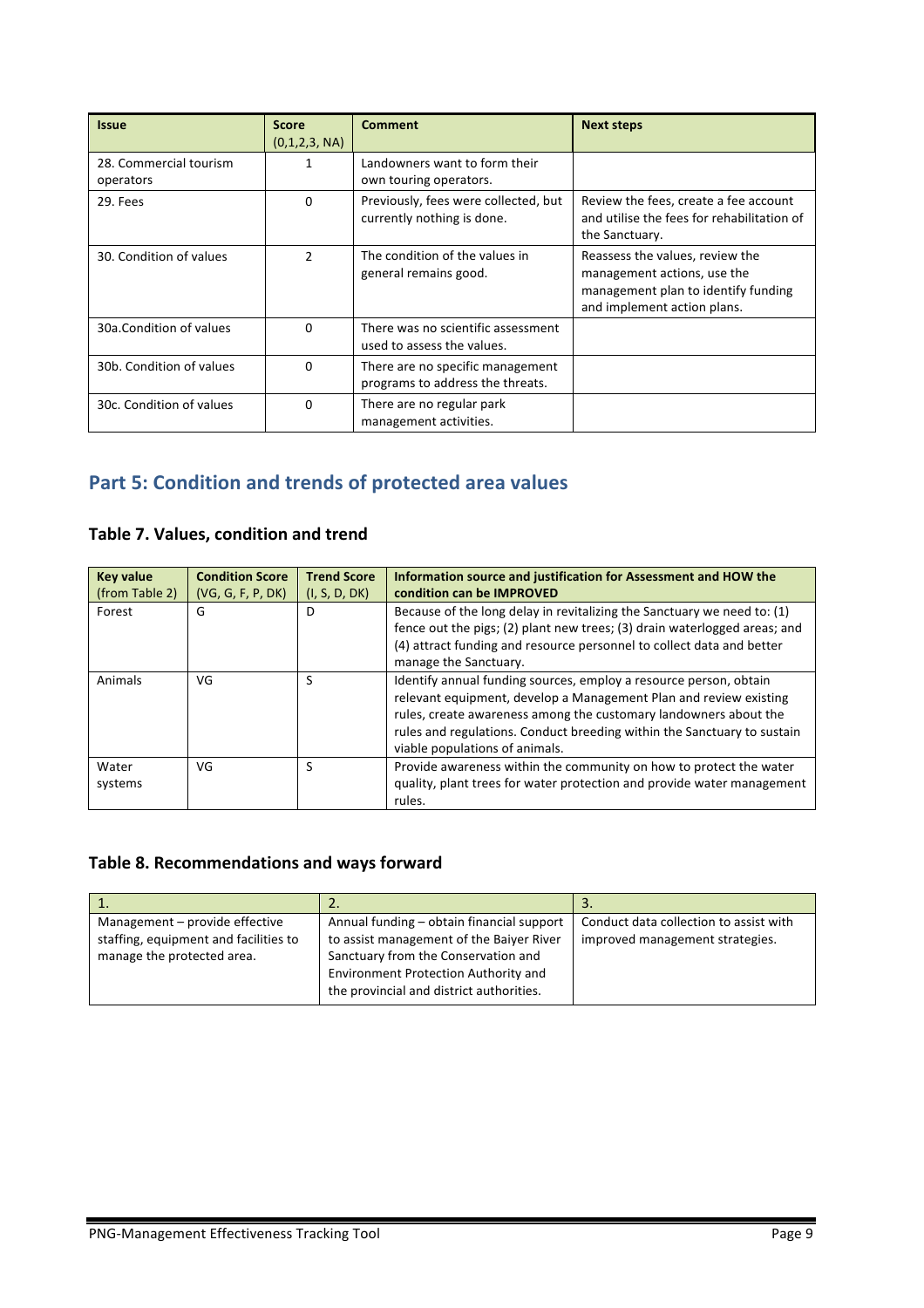| Issue | Score (0,1,2,3, NA) | Comment | Next steps |
|---|---|---|---|
| 28. Commercial tourism operators | 1 | Landowners want to form their own touring operators. | |
| 29. Fees | 0 | Previously, fees were collected, but currently nothing is done. | Review the fees, create a fee account and utilise the fees for rehabilitation of the Sanctuary. |
| 30. Condition of values | 2 | The condition of the values in general remains good. | Reassess the values, review the management actions, use the management plan to identify funding and implement action plans. |
| 30a.Condition of values | 0 | There was no scientific assessment used to assess the values. | |
| 30b. Condition of values | 0 | There are no specific management programs to address the threats. | |
| 30c. Condition of values | 0 | There are no regular park management activities. | |

## Part 5: Condition and trends of protected area values

### Table 7. Values, condition and trend

| Key value (from Table 2) | Condition Score (VG, G, F, P, DK) | Trend Score (I, S, D, DK) | Information source and justification for Assessment and HOW the condition can be IMPROVED |
|---|---|---|---|
| Forest | G | D | Because of the long delay in revitalizing the Sanctuary we need to: (1) fence out the pigs; (2) plant new trees; (3) drain waterlogged areas; and (4) attract funding and resource personnel to collect data and better manage the Sanctuary. |
| Animals | VG | S | Identify annual funding sources, employ a resource person, obtain relevant equipment, develop a Management Plan and review existing rules, create awareness among the customary landowners about the rules and regulations. Conduct breeding within the Sanctuary to sustain viable populations of animals. |
| Water systems | VG | S | Provide awareness within the community on how to protect the water quality, plant trees for water protection and provide water management rules. |

### Table 8. Recommendations and ways forward

| 1. | 2. | 3. |
|---|---|---|
| Management – provide effective staffing, equipment and facilities to manage the protected area. | Annual funding – obtain financial support to assist management of the Baiyer River Sanctuary from the Conservation and Environment Protection Authority and the provincial and district authorities. | Conduct data collection to assist with improved management strategies. |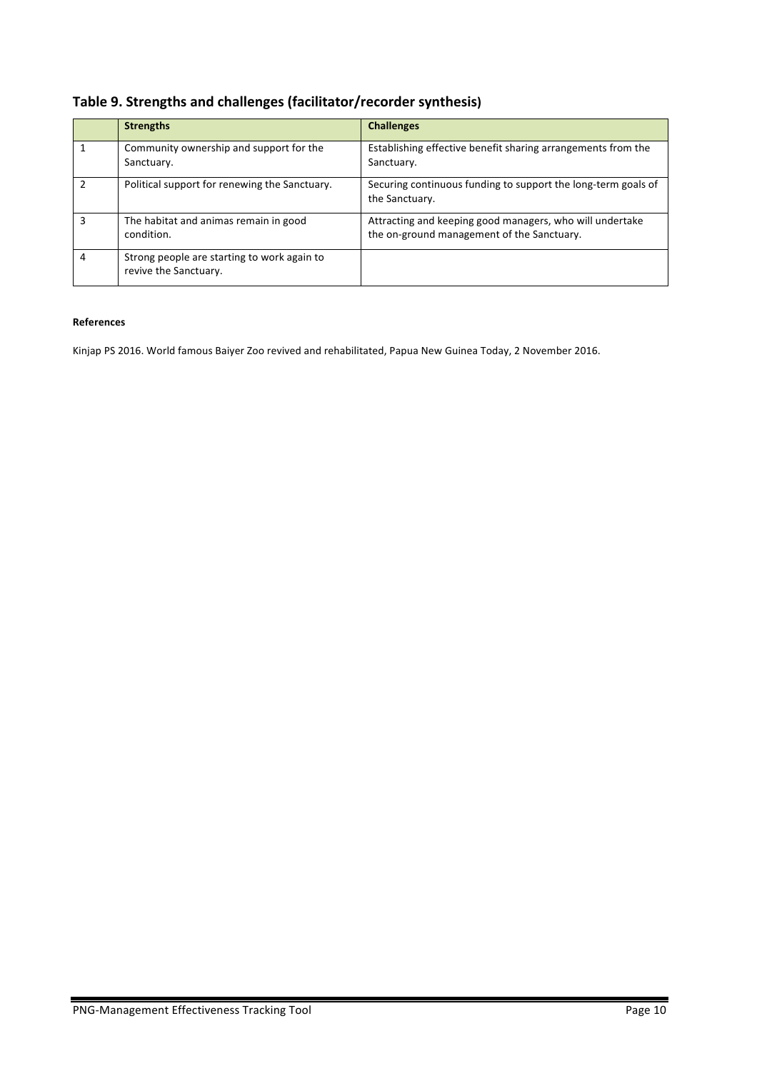## Table 9. Strengths and challenges (facilitator/recorder synthesis)

| | Strengths | Challenges |
|---|---|---|
| 1 | Community ownership and support for the Sanctuary. | Establishing effective benefit sharing arrangements from the Sanctuary. |
| 2 | Political support for renewing the Sanctuary. | Securing continuous funding to support the long-term goals of the Sanctuary. |
| 3 | The habitat and animas remain in good condition. | Attracting and keeping good managers, who will undertake the on-ground management of the Sanctuary. |
| 4 | Strong people are starting to work again to revive the Sanctuary. | |

#### References

Kinjap PS 2016. World famous Baiyer Zoo revived and rehabilitated, Papua New Guinea Today, 2 November 2016.